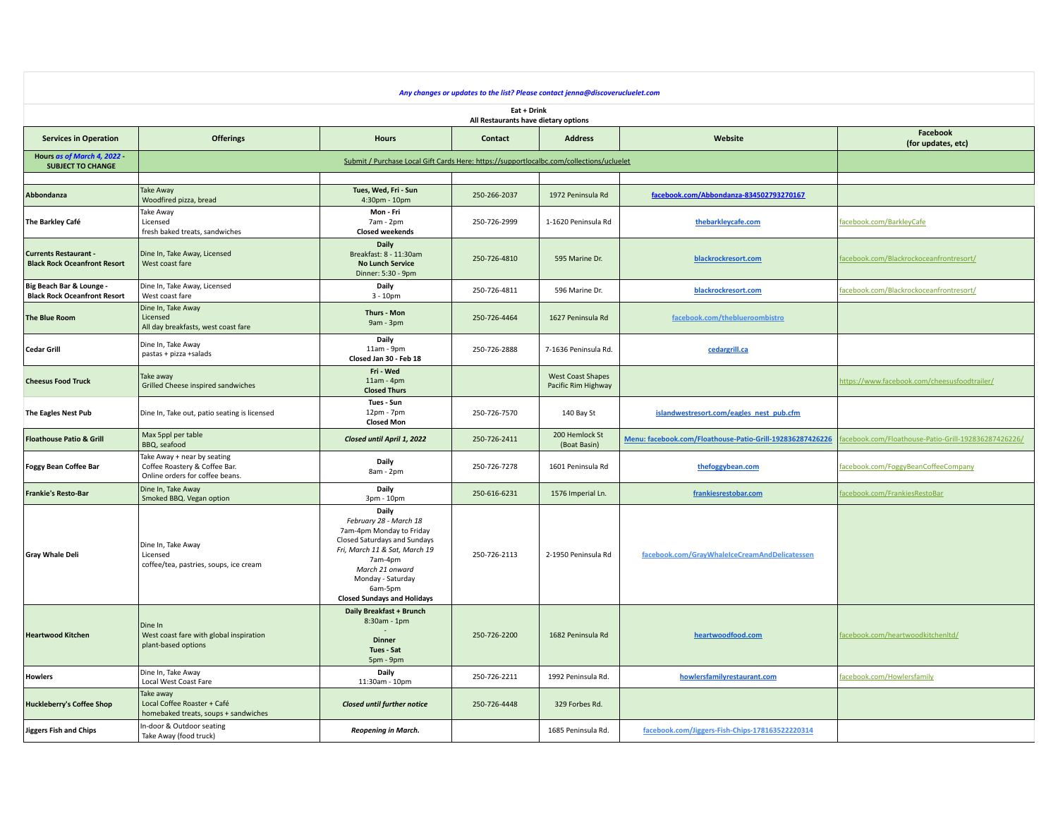*Any changes or updates to the list? Please contact jenna@discoverucluelet.com*

**Eat + Drink**
**All Restaurants have dietary options**

| Services in Operation | Offerings | Hours | Contact | Address | Website | Facebook (for updates, etc) |
|---|---|---|---|---|---|---|
| Hours *as of March 4, 2022* - SUBJECT TO CHANGE | Submit / Purchase Local Gift Cards Here: https://supportlocalbc.com/collections/ucluelet | | | | | |
| | | | | | | |
| **Abbondanza** | Take Away<br>Woodfired pizza, bread | **Tues, Wed, Fri - Sun**<br>4:30pm - 10pm | 250-266-2037 | 1972 Peninsula Rd | facebook.com/Abbondanza-834502793270167 | |
| **The Barkley Café** | Take Away<br>Licensed<br>fresh baked treats, sandwiches | **Mon - Fri**<br>7am - 2pm<br>**Closed weekends** | 250-726-2999 | 1-1620 Peninsula Rd | thebarkleycafe.com | facebook.com/BarkleyCafe |
| **Currents Restaurant - Black Rock Oceanfront Resort** | Dine In, Take Away, Licensed<br>West coast fare | **Daily**<br>Breakfast: 8 - 11:30am<br>**No Lunch Service**<br>Dinner: 5:30 - 9pm | 250-726-4810 | 595 Marine Dr. | blackrockresort.com | facebook.com/Blackrockoceanfrontresort/ |
| **Big Beach Bar & Lounge - Black Rock Oceanfront Resort** | Dine In, Take Away, Licensed<br>West coast fare | **Daily**<br>3 - 10pm | 250-726-4811 | 596 Marine Dr. | blackrockresort.com | facebook.com/Blackrockoceanfrontresort/ |
| **The Blue Room** | Dine In, Take Away<br>Licensed<br>All day breakfasts, west coast fare | **Thurs - Mon**<br>9am - 3pm | 250-726-4464 | 1627 Peninsula Rd | facebook.com/theblueroombistro | |
| **Cedar Grill** | Dine In, Take Away<br>pastas + pizza +salads | **Daily**<br>11am - 9pm<br>**Closed Jan 30 - Feb 18** | 250-726-2888 | 7-1636 Peninsula Rd. | cedargrill.ca | |
| **Cheesus Food Truck** | Take away<br>Grilled Cheese inspired sandwiches | **Fri - Wed**<br>11am - 4pm<br>**Closed Thurs** | | West Coast Shapes Pacific Rim Highway | | https://www.facebook.com/cheesusfoodtrailer/ |
| **The Eagles Nest Pub** | Dine In, Take out, patio seating is licensed | **Tues - Sun**<br>12pm - 7pm<br>**Closed Mon** | 250-726-7570 | 140 Bay St | islandwestresort.com/eagles_nest_pub.cfm | |
| **Floathouse Patio & Grill** | Max 5ppl per table<br>BBQ, seafood | ***Closed until April 1, 2022*** | 250-726-2411 | 200 Hemlock St (Boat Basin) | Menu: facebook.com/Floathouse-Patio-Grill-192836287426226 | facebook.com/Floathouse-Patio-Grill-192836287426226/ |
| **Foggy Bean Coffee Bar** | Take Away + near by seating<br>Coffee Roastery & Coffee Bar.<br>Online orders for coffee beans. | **Daily**<br>8am - 2pm | 250-726-7278 | 1601 Peninsula Rd | thefoggybean.com | facebook.com/FoggyBeanCoffeeCompany |
| **Frankie's Resto-Bar** | Dine In, Take Away<br>Smoked BBQ. Vegan option | **Daily**<br>3pm - 10pm | 250-616-6231 | 1576 Imperial Ln. | frankiesrestobar.com | facebook.com/FrankiesRestoBar |
| **Gray Whale Deli** | Dine In, Take Away<br>Licensed<br>coffee/tea, pastries, soups, ice cream | **Daily**<br>*February 28 - March 18*<br>7am-4pm Monday to Friday<br>Closed Saturdays and Sundays<br>*Fri, March 11 & Sat, March 19*<br>7am-4pm<br>*March 21 onward*<br>Monday - Saturday<br>6am-5pm<br>**Closed Sundays and Holidays** | 250-726-2113 | 2-1950 Peninsula Rd | facebook.com/GrayWhaleIceCreamAndDelicatessen | |
| **Heartwood Kitchen** | Dine In<br>West coast fare with global inspiration<br>plant-based options | **Daily Breakfast + Brunch**<br>8:30am - 1pm<br>-<br>**Dinner**<br>**Tues - Sat**<br>5pm - 9pm | 250-726-2200 | 1682 Peninsula Rd | heartwoodfood.com | facebook.com/heartwoodkitchenltd/ |
| **Howlers** | Dine In, Take Away<br>Local West Coast Fare | **Daily**<br>11:30am - 10pm | 250-726-2211 | 1992 Peninsula Rd. | howlersfamilyrestaurant.com | facebook.com/Howlersfamily |
| **Huckleberry's Coffee Shop** | Take away<br>Local Coffee Roaster + Café<br>homebaked treats, soups + sandwiches | ***Closed until further notice*** | 250-726-4448 | 329 Forbes Rd. | | |
| **Jiggers Fish and Chips** | In-door & Outdoor seating<br>Take Away (food truck) | ***Reopening in March.*** | | 1685 Peninsula Rd. | facebook.com/Jiggers-Fish-Chips-178163522220314 | |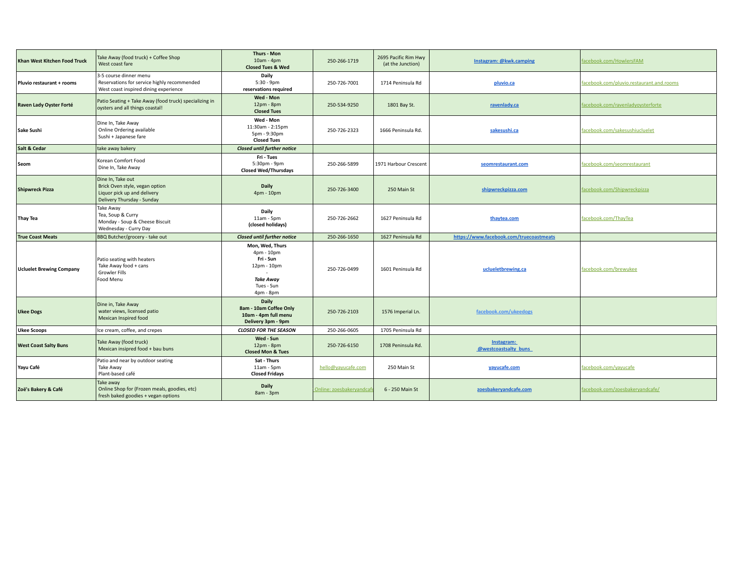| | | | | | | |
|---|---|---|---|---|---|---|
| **Khan West Kitchen Food Truck** | Take Away (food truck) + Coffee Shop<br>West coast fare | **Thurs - Mon**<br>10am - 4pm<br>**Closed Tues & Wed** | 250-266-1719 | 2695 Pacific Rim Hwy (at the Junction) | **Instagram: @kwk.camping** | facebook.com/HowlersFAM |
| **Pluvio restaurant + rooms** | 3-5 course dinner menu<br>Reservations for service highly recommended<br>West coast inspired dining experience | **Daily**<br>5:30 - 9pm<br>**reservations required** | 250-726-7001 | 1714 Peninsula Rd | **pluvio.ca** | facebook.com/pluvio.restaurant.and.rooms |
| **Raven Lady Oyster Forté** | Patio Seating + Take Away (food truck) specializing in oysters and all things coastal! | **Wed - Mon**<br>12pm - 8pm<br>**Closed Tues** | 250-534-9250 | 1801 Bay St. | **ravenlady.ca** | facebook.com/ravenladyoysterforte |
| **Sake Sushi** | Dine In, Take Away<br>Online Ordering available<br>Sushi + Japanese fare | **Wed - Mon**<br>11:30am - 2:15pm<br>5pm - 9:30pm<br>**Closed Tues** | 250-726-2323 | 1666 Peninsula Rd. | **sakesushi.ca** | facebook.com/sakesushiucluelet |
| **Salt & Cedar** | take away bakery | ***Closed until further notice*** | | | | |
| **Seom** | Korean Comfort Food<br>Dine In, Take Away | **Fri - Tues**<br>5:30pm - 9pm<br>**Closed Wed/Thursdays** | 250-266-5899 | 1971 Harbour Crescent | **seomrestaurant.com** | facebook.com/seomrestaurant |
| **Shipwreck Pizza** | Dine In, Take out<br>Brick Oven style, vegan option<br>Liquor pick up and delivery<br>Delivery Thursday - Sunday | **Daily**<br>4pm - 10pm | 250-726-3400 | 250 Main St | **shipwreckpizza.com** | facebook.com/Shipwreckpizza |
| **Thay Tea** | Take Away<br>Tea, Soup & Curry<br>Monday - Soup & Cheese Biscuit<br>Wednesday - Curry Day | **Daily**<br>11am - 5pm<br>**(closed holidays)** | 250-726-2662 | 1627 Peninsula Rd | **thaytea.com** | facebook.com/ThayTea |
| **True Coast Meats** | BBQ Butcher/grocery - take out | ***Closed until further notice*** | 250-266-1650 | 1627 Peninsula Rd | **https://www.facebook.com/truecoastmeats** | |
| **Ucluelet Brewing Company** | Patio seating with heaters<br>Take Away food + cans<br>Growler Fills<br>Food Menu | **Mon, Wed, Thurs**<br>4pm - 10pm<br>**Fri - Sun**<br>12pm - 10pm<br>-<br>***Take Away***<br>Tues - Sun<br>4pm - 8pm | 250-726-0499 | 1601 Peninsula Rd | **uclueletbrewing.ca** | facebook.com/brewukee |
| **Ukee Dogs** | Dine in, Take Away<br>water views, licensed patio<br>Mexican Inspired food | **Daily**<br>**8am - 10am Coffee Only**<br>**10am - 4pm full menu**<br>**Delivery 3pm - 9pm** | 250-726-2103 | 1576 Imperial Ln. | **facebook.com/ukeedogs** | |
| **Ukee Scoops** | Ice cream, coffee, and crepes | ***CLOSED FOR THE SEASON*** | 250-266-0605 | 1705 Peninsula Rd | | |
| **West Coast Salty Buns** | Take Away (food truck)<br>Mexican insipred food + bau buns | **Wed - Sun**<br>12pm - 8pm<br>**Closed Mon & Tues** | 250-726-6150 | 1708 Peninsula Rd. | **Instagram: @westcoastsalty_buns** | |
| **Yayu Café** | Patio and near by outdoor seating<br>Take Away<br>Plant-based café | **Sat - Thurs**<br>11am - 5pm<br>**Closed Fridays** | hello@yayucafe.com | 250 Main St | **yayucafe.com** | facebook.com/yayucafe |
| **Zoë's Bakery & Café** | Take away<br>Online Shop for (Frozen meals, goodies, etc)<br>fresh baked goodies + vegan options | **Daily**<br>8am - 3pm | Online: zoesbakeryandcafe | 6 - 250 Main St | **zoesbakeryandcafe.com** | facebook.com/zoesbakeryandcafe/ |